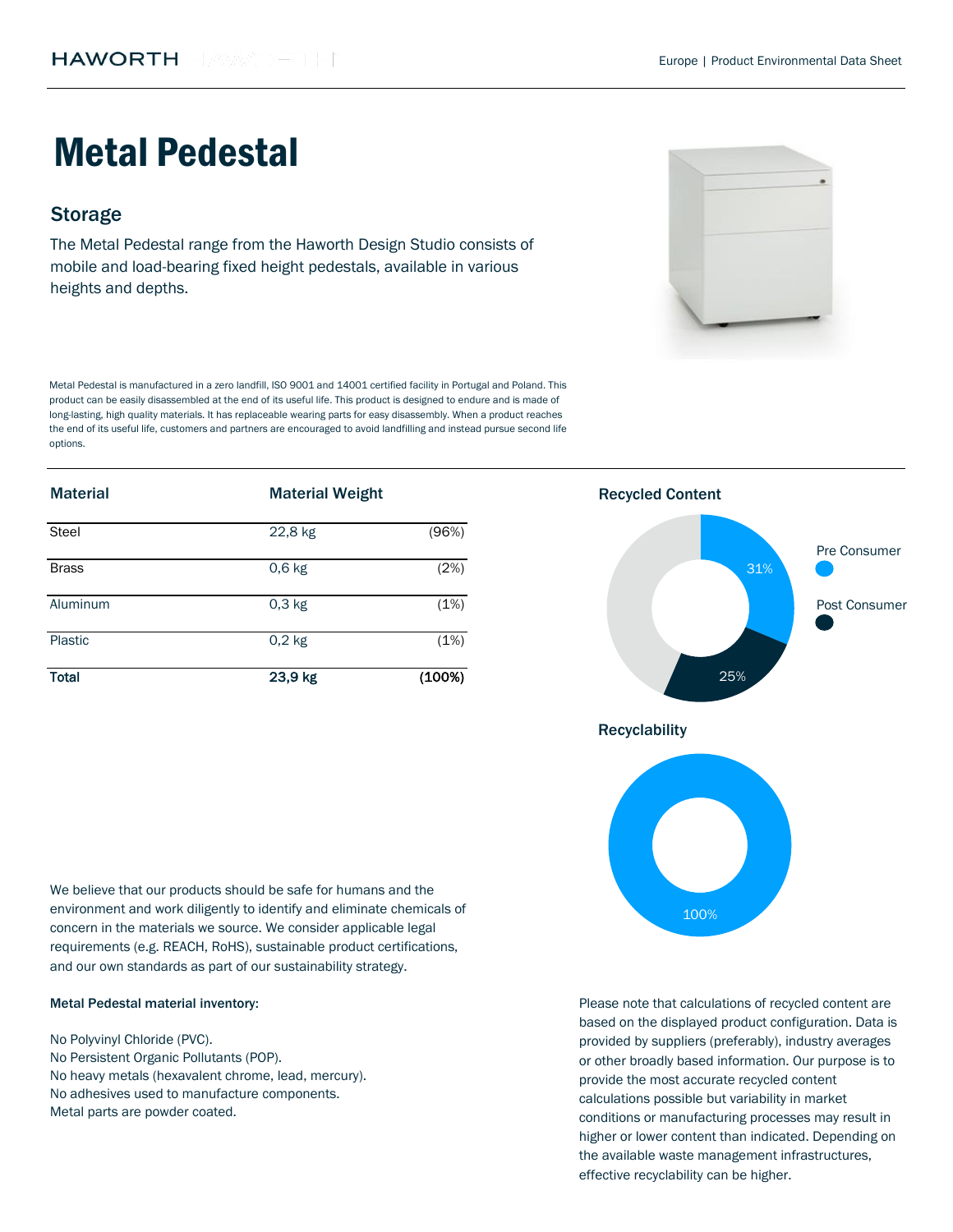HAWORTH

Europe | Product Environmental Data Sheet

# Metal Pedestal

## Storage

The Metal Pedestal range from the Haworth Design Studio consists of mobile and load-bearing fixed height pedestals, available in various heights and depths.

Metal Pedestal is manufactured in a zero landfill, ISO 9001 and 14001 certified facility in Portugal and Poland. This product can be easily disassembled at the end of its useful life. This product is designed to endure and is made of long-lasting, high quality materials. It has replaceable wearing parts for easy disassembly. When a product reaches the end of its useful life, customers and partners are encouraged to avoid landfilling and instead pursue second life options.

| Material | Material Weight | |
|---|---|---|
| Steel | 22,8 kg | (96%) |
| Brass | 0,6 kg | (2%) |
| Aluminum | 0,3 kg | (1%) |
| Plastic | 0,2 kg | (1%) |
| **Total** | **23,9 kg** | **(100%)** |

### Recycled Content

Pre Consumer: 31%

Post Consumer: 25%

### Recyclability

100%

We believe that our products should be safe for humans and the environment and work diligently to identify and eliminate chemicals of concern in the materials we source. We consider applicable legal requirements (e.g. REACH, RoHS), sustainable product certifications, and our own standards as part of our sustainability strategy.

**Metal Pedestal material inventory:**

No Polyvinyl Chloride (PVC).
No Persistent Organic Pollutants (POP).
No heavy metals (hexavalent chrome, lead, mercury).
No adhesives used to manufacture components.
Metal parts are powder coated.

Please note that calculations of recycled content are based on the displayed product configuration. Data is provided by suppliers (preferably), industry averages or other broadly based information. Our purpose is to provide the most accurate recycled content calculations possible but variability in market conditions or manufacturing processes may result in higher or lower content than indicated. Depending on the available waste management infrastructures, effective recyclability can be higher.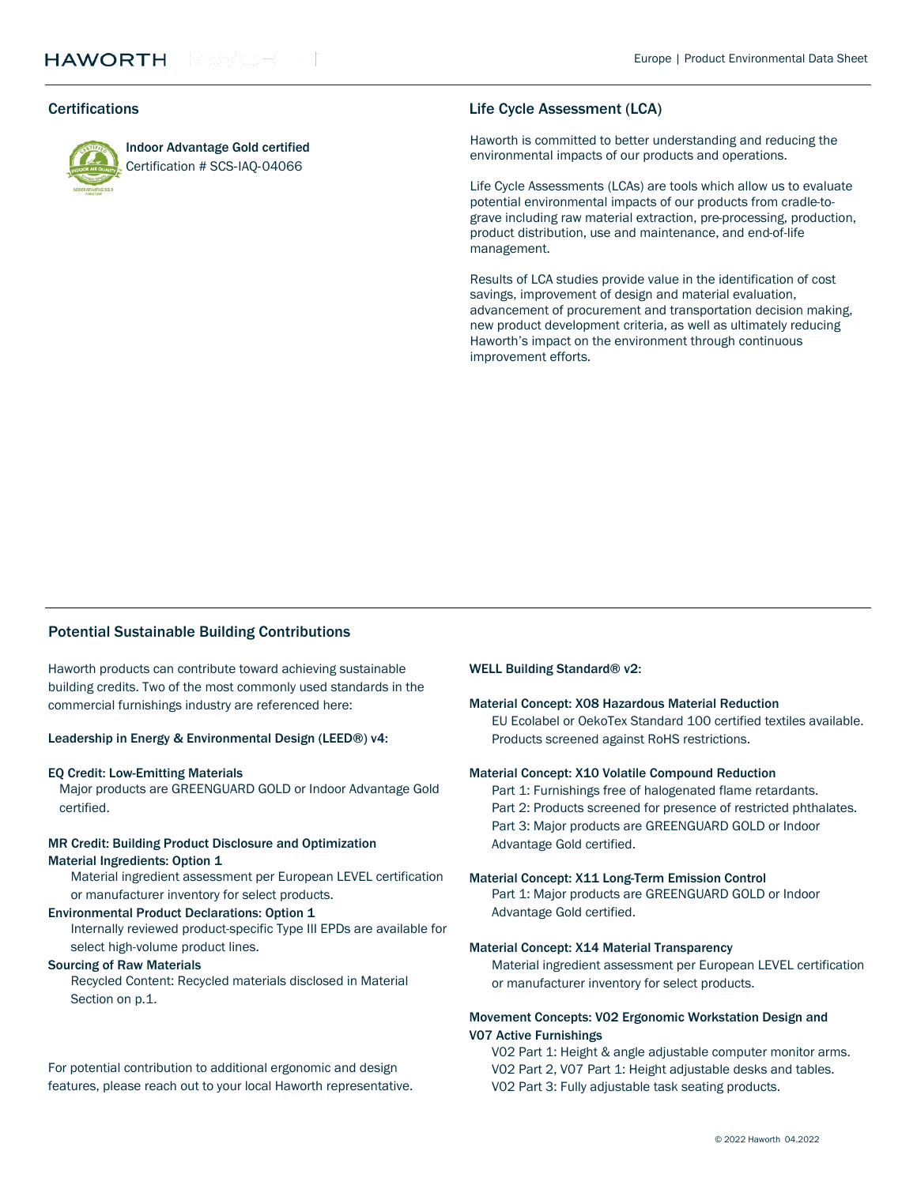## Certifications

**Indoor Advantage Gold certified**
Certification # SCS-IAQ-04066

## Life Cycle Assessment (LCA)

Haworth is committed to better understanding and reducing the environmental impacts of our products and operations.

Life Cycle Assessments (LCAs) are tools which allow us to evaluate potential environmental impacts of our products from cradle-to-grave including raw material extraction, pre-processing, production, product distribution, use and maintenance, and end-of-life management.

Results of LCA studies provide value in the identification of cost savings, improvement of design and material evaluation, advancement of procurement and transportation decision making, new product development criteria, as well as ultimately reducing Haworth's impact on the environment through continuous improvement efforts.

## Potential Sustainable Building Contributions

Haworth products can contribute toward achieving sustainable building credits. Two of the most commonly used standards in the commercial furnishings industry are referenced here:

**Leadership in Energy & Environmental Design (LEED®) v4:**

**EQ Credit: Low-Emitting Materials**
Major products are GREENGUARD GOLD or Indoor Advantage Gold certified.

**MR Credit: Building Product Disclosure and Optimization**
**Material Ingredients: Option 1**
Material ingredient assessment per European LEVEL certification or manufacturer inventory for select products.
**Environmental Product Declarations: Option 1**
Internally reviewed product-specific Type III EPDs are available for select high-volume product lines.
**Sourcing of Raw Materials**
Recycled Content: Recycled materials disclosed in Material Section on p.1.

For potential contribution to additional ergonomic and design features, please reach out to your local Haworth representative.

**WELL Building Standard® v2:**

**Material Concept: X08 Hazardous Material Reduction**
EU Ecolabel or OekoTex Standard 100 certified textiles available.
Products screened against RoHS restrictions.

**Material Concept: X10 Volatile Compound Reduction**
Part 1: Furnishings free of halogenated flame retardants.
Part 2: Products screened for presence of restricted phthalates.
Part 3: Major products are GREENGUARD GOLD or Indoor Advantage Gold certified.

**Material Concept: X11 Long-Term Emission Control**
Part 1: Major products are GREENGUARD GOLD or Indoor Advantage Gold certified.

**Material Concept: X14 Material Transparency**
Material ingredient assessment per European LEVEL certification or manufacturer inventory for select products.

**Movement Concepts: V02 Ergonomic Workstation Design and V07 Active Furnishings**
V02 Part 1: Height & angle adjustable computer monitor arms.
V02 Part 2, V07 Part 1: Height adjustable desks and tables.
V02 Part 3: Fully adjustable task seating products.

© 2022 Haworth 04.2022